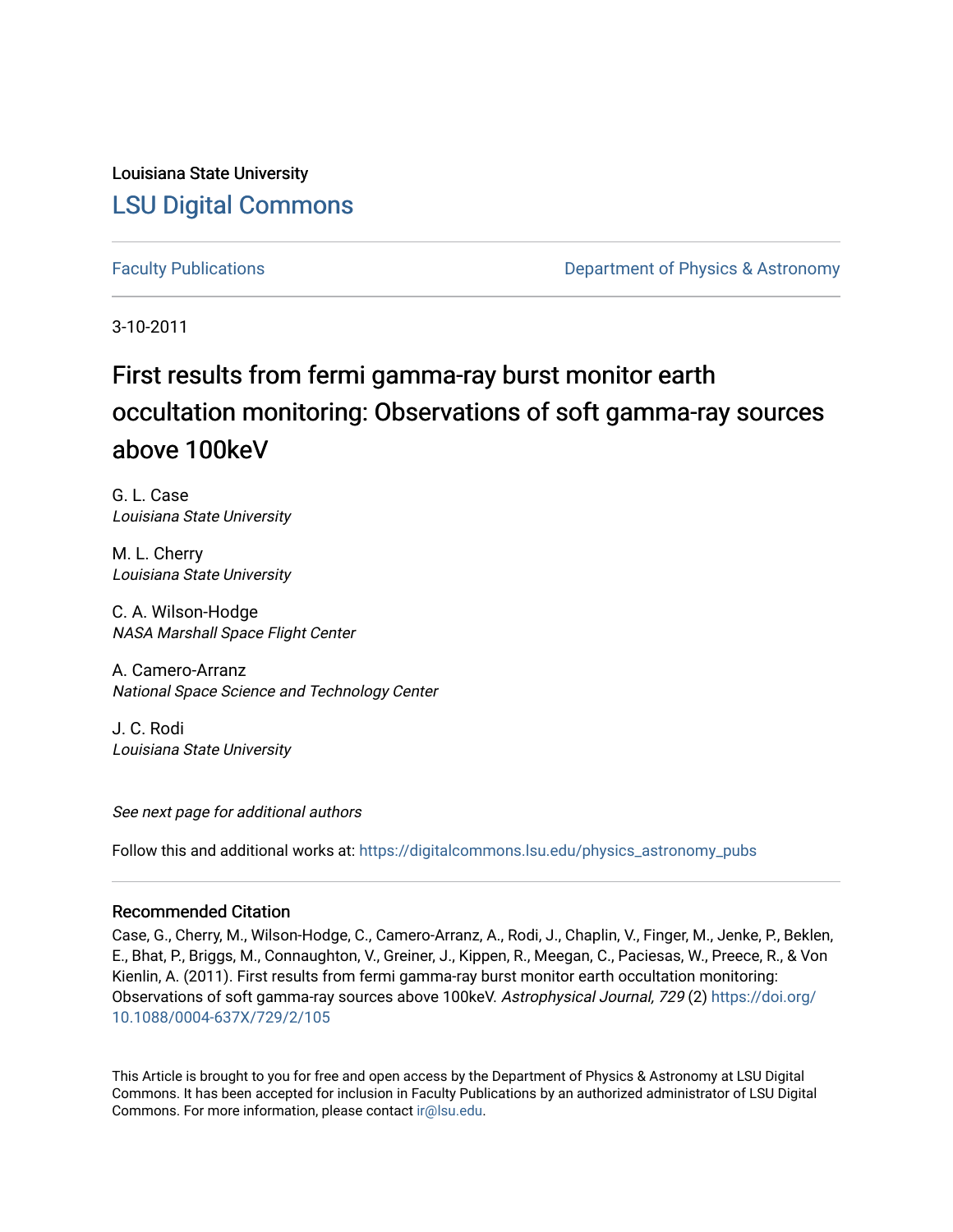Louisiana State University

# LSU Digital Commons

Faculty Publications | Department of Physics & Astronomy

3-10-2011

# First results from fermi gamma-ray burst monitor earth occultation monitoring: Observations of soft gamma-ray sources above 100keV

G. L. Case
*Louisiana State University*

M. L. Cherry
*Louisiana State University*

C. A. Wilson-Hodge
*NASA Marshall Space Flight Center*

A. Camero-Arranz
*National Space Science and Technology Center*

J. C. Rodi
*Louisiana State University*

*See next page for additional authors*

Follow this and additional works at: https://digitalcommons.lsu.edu/physics_astronomy_pubs

## Recommended Citation

Case, G., Cherry, M., Wilson-Hodge, C., Camero-Arranz, A., Rodi, J., Chaplin, V., Finger, M., Jenke, P., Beklen, E., Bhat, P., Briggs, M., Connaughton, V., Greiner, J., Kippen, R., Meegan, C., Paciesas, W., Preece, R., & Von Kienlin, A. (2011). First results from fermi gamma-ray burst monitor earth occultation monitoring: Observations of soft gamma-ray sources above 100keV. *Astrophysical Journal, 729* (2) https://doi.org/10.1088/0004-637X/729/2/105

This Article is brought to you for free and open access by the Department of Physics & Astronomy at LSU Digital Commons. It has been accepted for inclusion in Faculty Publications by an authorized administrator of LSU Digital Commons. For more information, please contact ir@lsu.edu.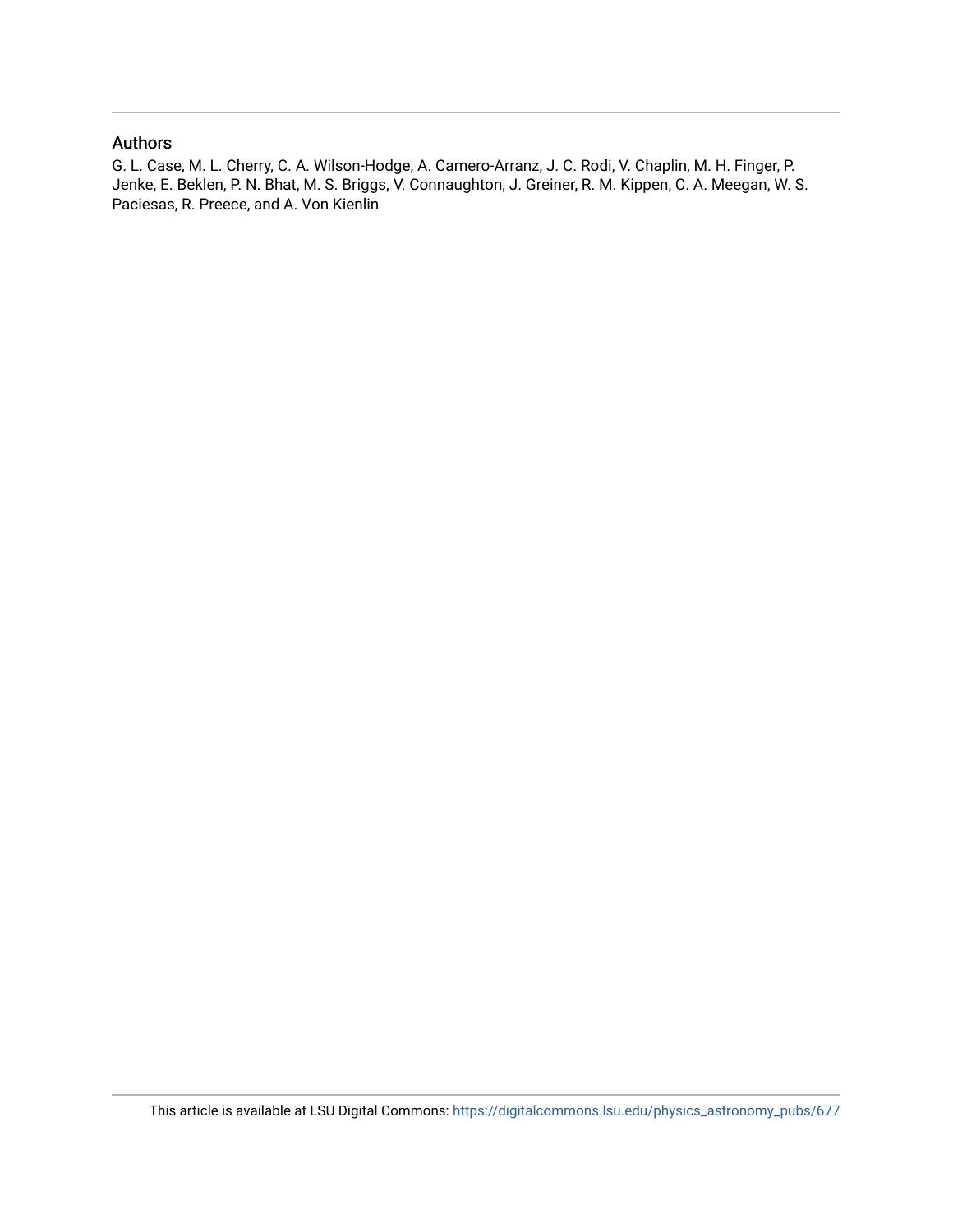## Authors

G. L. Case, M. L. Cherry, C. A. Wilson-Hodge, A. Camero-Arranz, J. C. Rodi, V. Chaplin, M. H. Finger, P. Jenke, E. Beklen, P. N. Bhat, M. S. Briggs, V. Connaughton, J. Greiner, R. M. Kippen, C. A. Meegan, W. S. Paciesas, R. Preece, and A. Von Kienlin

This article is available at LSU Digital Commons: https://digitalcommons.lsu.edu/physics_astronomy_pubs/677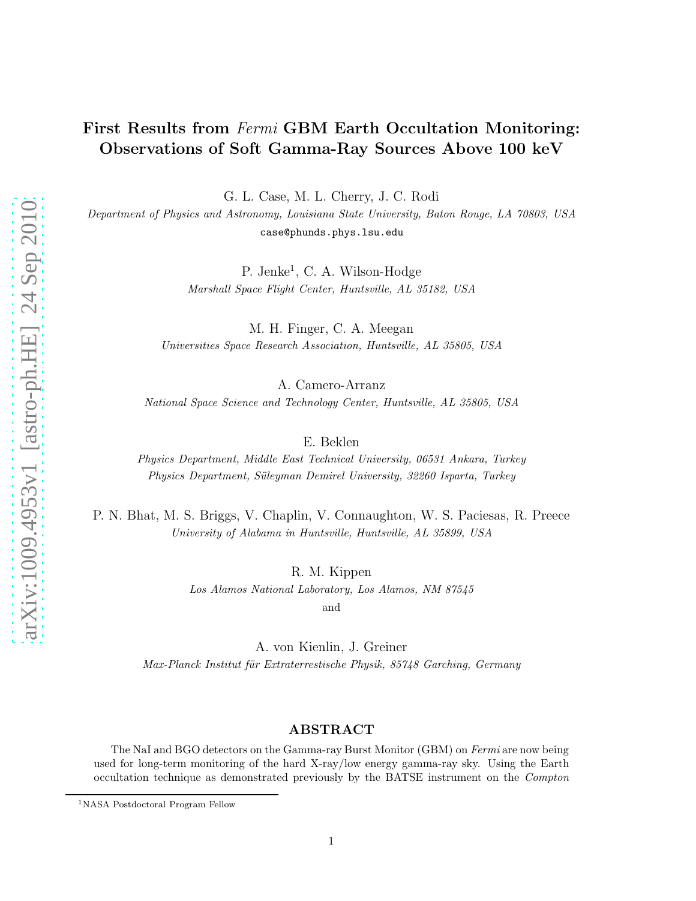# First Results from *Fermi* GBM Earth Occultation Monitoring: Observations of Soft Gamma-Ray Sources Above 100 keV

G. L. Case, M. L. Cherry, J. C. Rodi

*Department of Physics and Astronomy, Louisiana State University, Baton Rouge, LA 70803, USA*

case@phunds.phys.lsu.edu

P. Jenke[1], C. A. Wilson-Hodge

*Marshall Space Flight Center, Huntsville, AL 35182, USA*

M. H. Finger, C. A. Meegan

*Universities Space Research Association, Huntsville, AL 35805, USA*

A. Camero-Arranz

*National Space Science and Technology Center, Huntsville, AL 35805, USA*

E. Beklen

*Physics Department, Middle East Technical University, 06531 Ankara, Turkey*

*Physics Department, Süleyman Demirel University, 32260 Isparta, Turkey*

P. N. Bhat, M. S. Briggs, V. Chaplin, V. Connaughton, W. S. Paciesas, R. Preece

*University of Alabama in Huntsville, Huntsville, AL 35899, USA*

R. M. Kippen

*Los Alamos National Laboratory, Los Alamos, NM 87545*

and

A. von Kienlin, J. Greiner

*Max-Planck Institut für Extraterrestische Physik, 85748 Garching, Germany*

## ABSTRACT

The NaI and BGO detectors on the Gamma-ray Burst Monitor (GBM) on *Fermi* are now being used for long-term monitoring of the hard X-ray/low energy gamma-ray sky. Using the Earth occultation technique as demonstrated previously by the BATSE instrument on the *Compton*

[1] NASA Postdoctoral Program Fellow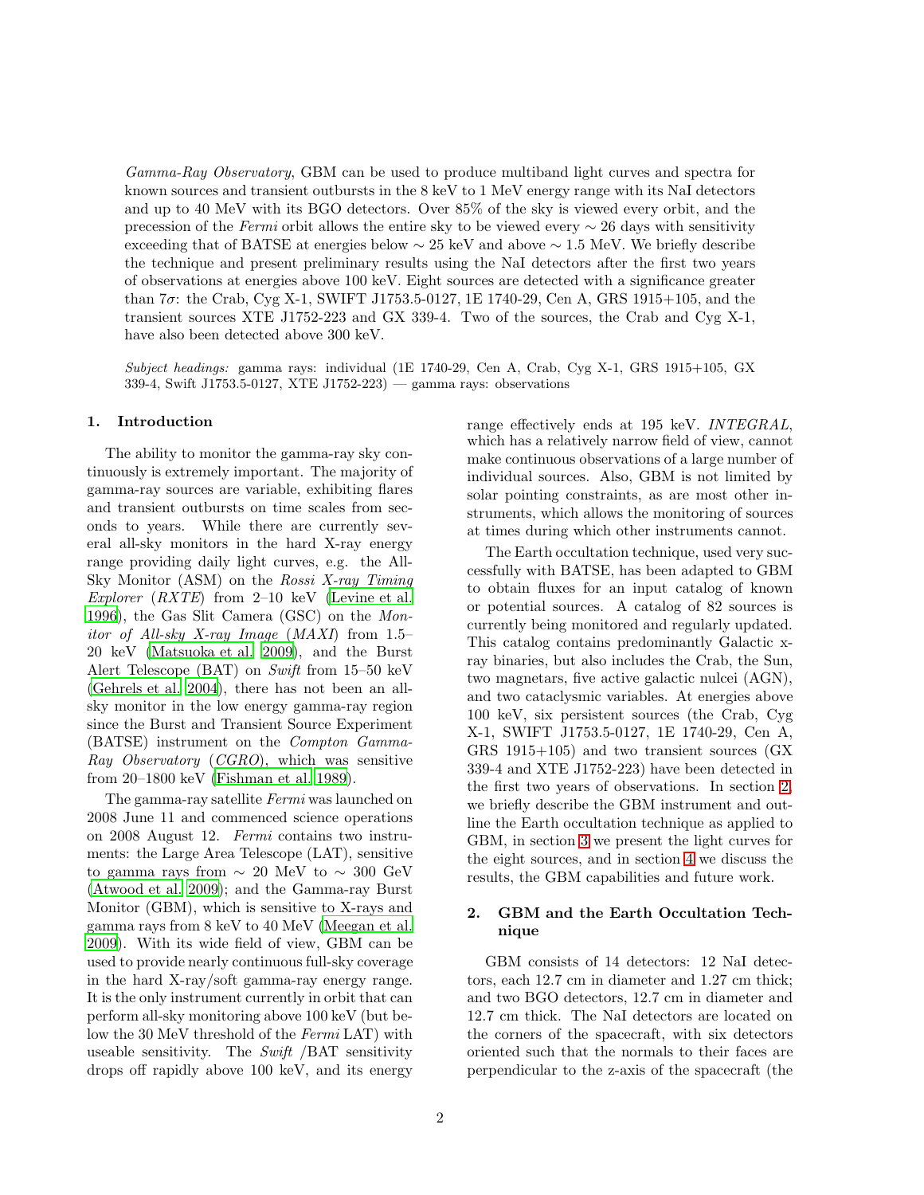*Gamma-Ray Observatory*, GBM can be used to produce multiband light curves and spectra for known sources and transient outbursts in the 8 keV to 1 MeV energy range with its NaI detectors and up to 40 MeV with its BGO detectors. Over 85% of the sky is viewed every orbit, and the precession of the *Fermi* orbit allows the entire sky to be viewed every $\sim 26$ days with sensitivity exceeding that of BATSE at energies below $\sim 25$ keV and above $\sim 1.5$ MeV. We briefly describe the technique and present preliminary results using the NaI detectors after the first two years of observations at energies above 100 keV. Eight sources are detected with a significance greater than $7\sigma$: the Crab, Cyg X-1, SWIFT J1753.5-0127, 1E 1740-29, Cen A, GRS 1915+105, and the transient sources XTE J1752-223 and GX 339-4. Two of the sources, the Crab and Cyg X-1, have also been detected above 300 keV.

*Subject headings:* gamma rays: individual (1E 1740-29, Cen A, Crab, Cyg X-1, GRS 1915+105, GX 339-4, Swift J1753.5-0127, XTE J1752-223) — gamma rays: observations

## 1. Introduction

The ability to monitor the gamma-ray sky continuously is extremely important. The majority of gamma-ray sources are variable, exhibiting flares and transient outbursts on time scales from seconds to years. While there are currently several all-sky monitors in the hard X-ray energy range providing daily light curves, e.g. the All-Sky Monitor (ASM) on the *Rossi X-ray Timing Explorer* (*RXTE*) from 2–10 keV (Levine et al. 1996), the Gas Slit Camera (GSC) on the *Monitor of All-sky X-ray Image* (*MAXI*) from 1.5–20 keV (Matsuoka et al. 2009), and the Burst Alert Telescope (BAT) on *Swift* from 15–50 keV (Gehrels et al. 2004), there has not been an all-sky monitor in the low energy gamma-ray region since the Burst and Transient Source Experiment (BATSE) instrument on the *Compton Gamma-Ray Observatory* (*CGRO*), which was sensitive from 20–1800 keV (Fishman et al. 1989).

The gamma-ray satellite *Fermi* was launched on 2008 June 11 and commenced science operations on 2008 August 12. *Fermi* contains two instruments: the Large Area Telescope (LAT), sensitive to gamma rays from $\sim 20$ MeV to $\sim 300$ GeV (Atwood et al. 2009); and the Gamma-ray Burst Monitor (GBM), which is sensitive to X-rays and gamma rays from 8 keV to 40 MeV (Meegan et al. 2009). With its wide field of view, GBM can be used to provide nearly continuous full-sky coverage in the hard X-ray/soft gamma-ray energy range. It is the only instrument currently in orbit that can perform all-sky monitoring above 100 keV (but below the 30 MeV threshold of the *Fermi* LAT) with useable sensitivity. The *Swift* /BAT sensitivity drops off rapidly above 100 keV, and its energy range effectively ends at 195 keV. *INTEGRAL*, which has a relatively narrow field of view, cannot make continuous observations of a large number of individual sources. Also, GBM is not limited by solar pointing constraints, as are most other instruments, which allows the monitoring of sources at times during which other instruments cannot.

The Earth occultation technique, used very successfully with BATSE, has been adapted to GBM to obtain fluxes for an input catalog of known or potential sources. A catalog of 82 sources is currently being monitored and regularly updated. This catalog contains predominantly Galactic x-ray binaries, but also includes the Crab, the Sun, two magnetars, five active galactic nulcei (AGN), and two cataclysmic variables. At energies above 100 keV, six persistent sources (the Crab, Cyg X-1, SWIFT J1753.5-0127, 1E 1740-29, Cen A, GRS 1915+105) and two transient sources (GX 339-4 and XTE J1752-223) have been detected in the first two years of observations. In section 2, we briefly describe the GBM instrument and outline the Earth occultation technique as applied to GBM, in section 3 we present the light curves for the eight sources, and in section 4 we discuss the results, the GBM capabilities and future work.

## 2. GBM and the Earth Occultation Technique

GBM consists of 14 detectors: 12 NaI detectors, each 12.7 cm in diameter and 1.27 cm thick; and two BGO detectors, 12.7 cm in diameter and 12.7 cm thick. The NaI detectors are located on the corners of the spacecraft, with six detectors oriented such that the normals to their faces are perpendicular to the z-axis of the spacecraft (the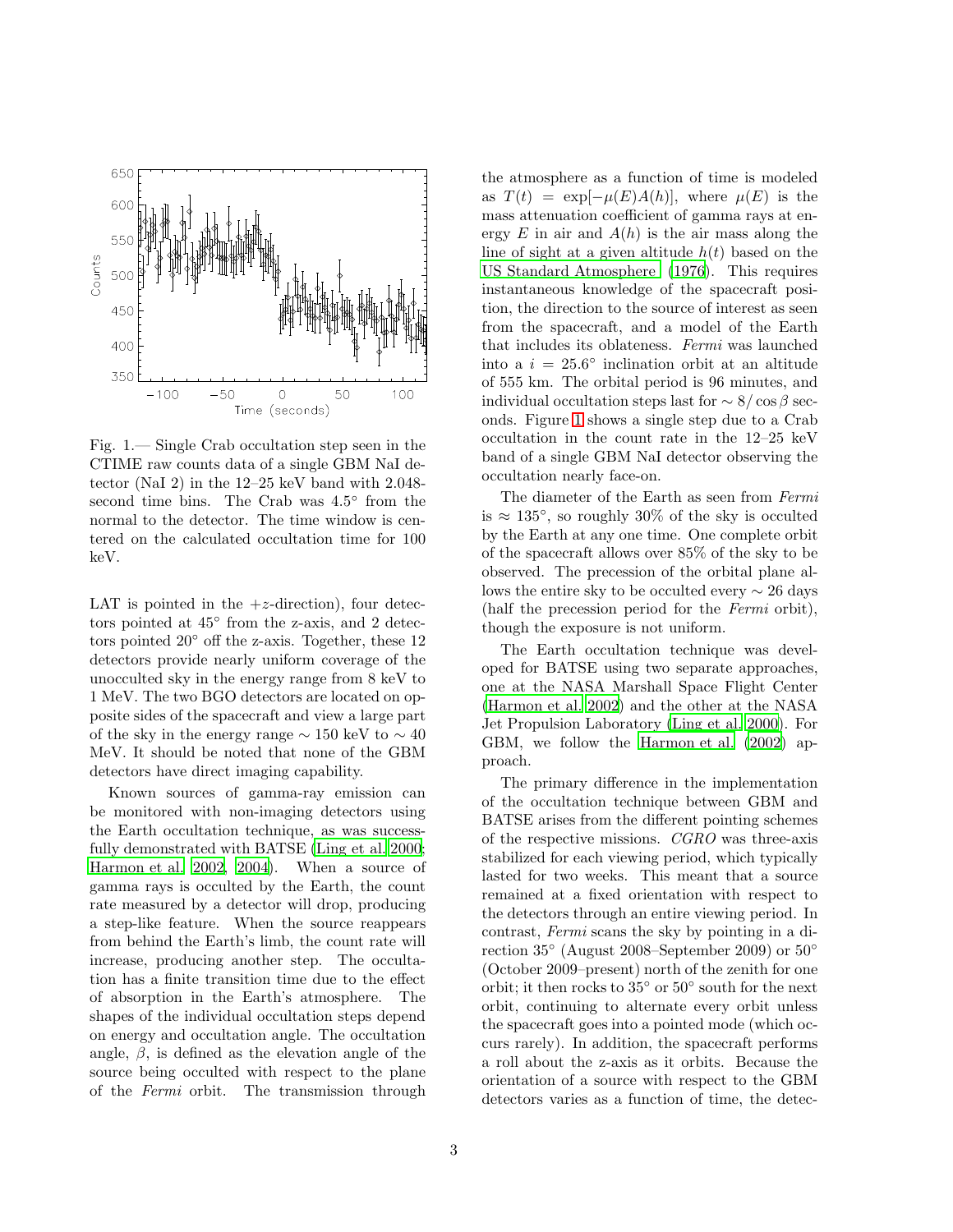Fig. 1.— Single Crab occultation step seen in the CTIME raw counts data of a single GBM NaI detector (NaI 2) in the 12–25 keV band with 2.048-second time bins. The Crab was 4.5° from the normal to the detector. The time window is centered on the calculated occultation time for 100 keV.

LAT is pointed in the $+z$-direction), four detectors pointed at 45° from the z-axis, and 2 detectors pointed 20° off the z-axis. Together, these 12 detectors provide nearly uniform coverage of the unocculted sky in the energy range from 8 keV to 1 MeV. The two BGO detectors are located on opposite sides of the spacecraft and view a large part of the sky in the energy range $\sim 150$ keV to $\sim 40$ MeV. It should be noted that none of the GBM detectors have direct imaging capability.

Known sources of gamma-ray emission can be monitored with non-imaging detectors using the Earth occultation technique, as was successfully demonstrated with BATSE (Ling et al. 2000; Harmon et al. 2002, 2004). When a source of gamma rays is occulted by the Earth, the count rate measured by a detector will drop, producing a step-like feature. When the source reappears from behind the Earth's limb, the count rate will increase, producing another step. The occultation has a finite transition time due to the effect of absorption in the Earth's atmosphere. The shapes of the individual occultation steps depend on energy and occultation angle. The occultation angle, $\beta$, is defined as the elevation angle of the source being occulted with respect to the plane of the *Fermi* orbit. The transmission through the atmosphere as a function of time is modeled as $T(t) = \exp[-\mu(E)A(h)]$, where $\mu(E)$ is the mass attenuation coefficient of gamma rays at energy $E$ in air and $A(h)$ is the air mass along the line of sight at a given altitude $h(t)$ based on the US Standard Atmosphere (1976). This requires instantaneous knowledge of the spacecraft position, the direction to the source of interest as seen from the spacecraft, and a model of the Earth that includes its oblateness. *Fermi* was launched into a $i = 25.6°$ inclination orbit at an altitude of 555 km. The orbital period is 96 minutes, and individual occultation steps last for $\sim 8/\cos\beta$ seconds. Figure 1 shows a single step due to a Crab occultation in the count rate in the 12–25 keV band of a single GBM NaI detector observing the occultation nearly face-on.

The diameter of the Earth as seen from *Fermi* is $\approx 135°$, so roughly 30% of the sky is occulted by the Earth at any one time. One complete orbit of the spacecraft allows over 85% of the sky to be observed. The precession of the orbital plane allows the entire sky to be occulted every $\sim 26$ days (half the precession period for the *Fermi* orbit), though the exposure is not uniform.

The Earth occultation technique was developed for BATSE using two separate approaches, one at the NASA Marshall Space Flight Center (Harmon et al. 2002) and the other at the NASA Jet Propulsion Laboratory (Ling et al. 2000). For GBM, we follow the Harmon et al. (2002) approach.

The primary difference in the implementation of the occultation technique between GBM and BATSE arises from the different pointing schemes of the respective missions. *CGRO* was three-axis stabilized for each viewing period, which typically lasted for two weeks. This meant that a source remained at a fixed orientation with respect to the detectors through an entire viewing period. In contrast, *Fermi* scans the sky by pointing in a direction 35° (August 2008–September 2009) or 50° (October 2009–present) north of the zenith for one orbit; it then rocks to 35° or 50° south for the next orbit, continuing to alternate every orbit unless the spacecraft goes into a pointed mode (which occurs rarely). In addition, the spacecraft performs a roll about the z-axis as it orbits. Because the orientation of a source with respect to the GBM detectors varies as a function of time, the detec-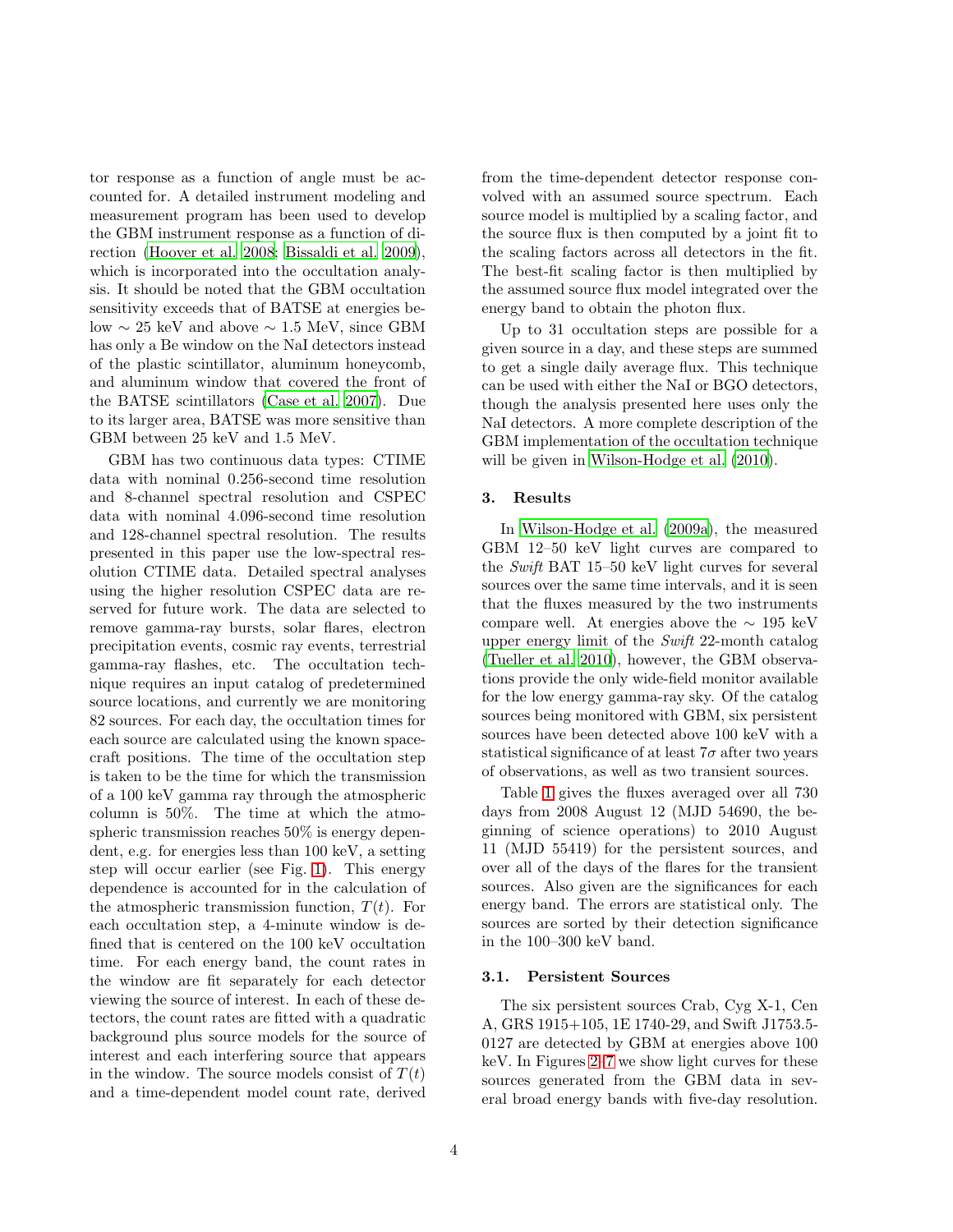tor response as a function of angle must be accounted for. A detailed instrument modeling and measurement program has been used to develop the GBM instrument response as a function of direction (Hoover et al. 2008; Bissaldi et al. 2009), which is incorporated into the occultation analysis. It should be noted that the GBM occultation sensitivity exceeds that of BATSE at energies below $\sim$ 25 keV and above $\sim$ 1.5 MeV, since GBM has only a Be window on the NaI detectors instead of the plastic scintillator, aluminum honeycomb, and aluminum window that covered the front of the BATSE scintillators (Case et al. 2007). Due to its larger area, BATSE was more sensitive than GBM between 25 keV and 1.5 MeV.

GBM has two continuous data types: CTIME data with nominal 0.256-second time resolution and 8-channel spectral resolution and CSPEC data with nominal 4.096-second time resolution and 128-channel spectral resolution. The results presented in this paper use the low-spectral resolution CTIME data. Detailed spectral analyses using the higher resolution CSPEC data are reserved for future work. The data are selected to remove gamma-ray bursts, solar flares, electron precipitation events, cosmic ray events, terrestrial gamma-ray flashes, etc. The occultation technique requires an input catalog of predetermined source locations, and currently we are monitoring 82 sources. For each day, the occultation times for each source are calculated using the known spacecraft positions. The time of the occultation step is taken to be the time for which the transmission of a 100 keV gamma ray through the atmospheric column is 50%. The time at which the atmospheric transmission reaches 50% is energy dependent, e.g. for energies less than 100 keV, a setting step will occur earlier (see Fig. 1). This energy dependence is accounted for in the calculation of the atmospheric transmission function, $T(t)$. For each occultation step, a 4-minute window is defined that is centered on the 100 keV occultation time. For each energy band, the count rates in the window are fit separately for each detector viewing the source of interest. In each of these detectors, the count rates are fitted with a quadratic background plus source models for the source of interest and each interfering source that appears in the window. The source models consist of $T(t)$ and a time-dependent model count rate, derived from the time-dependent detector response convolved with an assumed source spectrum. Each source model is multiplied by a scaling factor, and the source flux is then computed by a joint fit to the scaling factors across all detectors in the fit. The best-fit scaling factor is then multiplied by the assumed source flux model integrated over the energy band to obtain the photon flux.

Up to 31 occultation steps are possible for a given source in a day, and these steps are summed to get a single daily average flux. This technique can be used with either the NaI or BGO detectors, though the analysis presented here uses only the NaI detectors. A more complete description of the GBM implementation of the occultation technique will be given in Wilson-Hodge et al. (2010).

## 3. Results

In Wilson-Hodge et al. (2009a), the measured GBM 12–50 keV light curves are compared to the *Swift* BAT 15–50 keV light curves for several sources over the same time intervals, and it is seen that the fluxes measured by the two instruments compare well. At energies above the $\sim$ 195 keV upper energy limit of the *Swift* 22-month catalog (Tueller et al. 2010), however, the GBM observations provide the only wide-field monitor available for the low energy gamma-ray sky. Of the catalog sources being monitored with GBM, six persistent sources have been detected above 100 keV with a statistical significance of at least $7\sigma$ after two years of observations, as well as two transient sources.

Table 1 gives the fluxes averaged over all 730 days from 2008 August 12 (MJD 54690, the beginning of science operations) to 2010 August 11 (MJD 55419) for the persistent sources, and over all of the days of the flares for the transient sources. Also given are the significances for each energy band. The errors are statistical only. The sources are sorted by their detection significance in the 100–300 keV band.

### 3.1. Persistent Sources

The six persistent sources Crab, Cyg X-1, Cen A, GRS 1915+105, 1E 1740-29, and Swift J1753.5-0127 are detected by GBM at energies above 100 keV. In Figures 2–7 we show light curves for these sources generated from the GBM data in several broad energy bands with five-day resolution.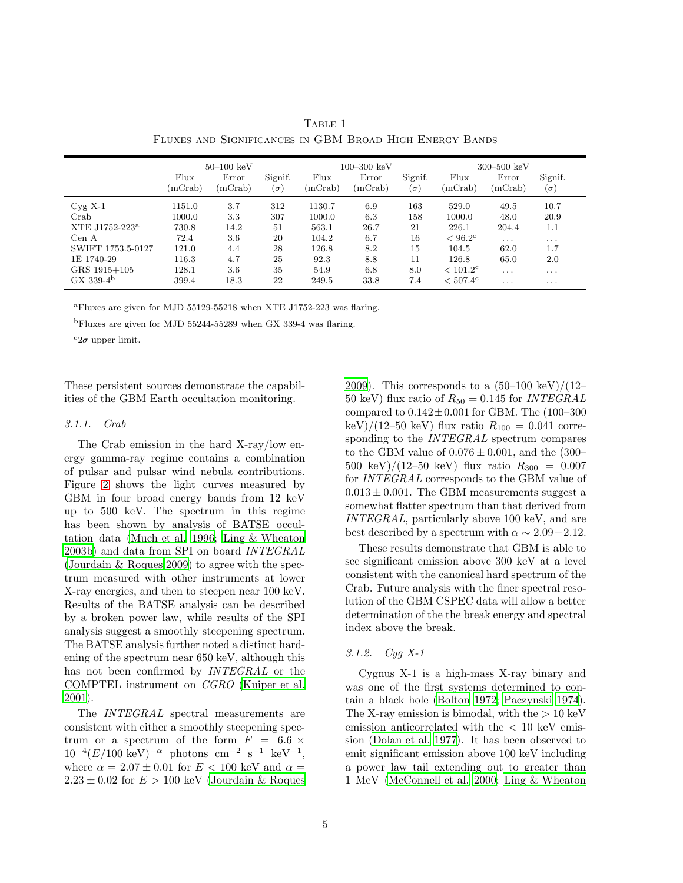Table 1
Fluxes and Significances in GBM Broad High Energy Bands

| | 50–100 keV | | | 100–300 keV | | | 300–500 keV | | |
|---|---|---|---|---|---|---|---|---|---|
| | Flux (mCrab) | Error (mCrab) | Signif. ($\sigma$) | Flux (mCrab) | Error (mCrab) | Signif. ($\sigma$) | Flux (mCrab) | Error (mCrab) | Signif. ($\sigma$) |
| Cyg X-1 | 1151.0 | 3.7 | 312 | 1130.7 | 6.9 | 163 | 529.0 | 49.5 | 10.7 |
| Crab | 1000.0 | 3.3 | 307 | 1000.0 | 6.3 | 158 | 1000.0 | 48.0 | 20.9 |
| XTE J1752-223[a] | 730.8 | 14.2 | 51 | 563.1 | 26.7 | 21 | 226.1 | 204.4 | 1.1 |
| Cen A | 72.4 | 3.6 | 20 | 104.2 | 6.7 | 16 | $< 96.2$[c] | ... | ... |
| SWIFT 1753.5-0127 | 121.0 | 4.4 | 28 | 126.8 | 8.2 | 15 | 104.5 | 62.0 | 1.7 |
| 1E 1740-29 | 116.3 | 4.7 | 25 | 92.3 | 8.8 | 11 | 126.8 | 65.0 | 2.0 |
| GRS 1915+105 | 128.1 | 3.6 | 35 | 54.9 | 6.8 | 8.0 | $< 101.2$[c] | ... | ... |
| GX 339-4[b] | 399.4 | 18.3 | 22 | 249.5 | 33.8 | 7.4 | $< 507.4$[c] | ... | ... |

[a]Fluxes are given for MJD 55129-55218 when XTE J1752-223 was flaring.

[b]Fluxes are given for MJD 55244-55289 when GX 339-4 was flaring.

[c]$2\sigma$ upper limit.

These persistent sources demonstrate the capabilities of the GBM Earth occultation monitoring.

### 3.1.1. Crab

The Crab emission in the hard X-ray/low energy gamma-ray regime contains a combination of pulsar and pulsar wind nebula contributions. Figure 2 shows the light curves measured by GBM in four broad energy bands from 12 keV up to 500 keV. The spectrum in this regime has been shown by analysis of BATSE occultation data (Much et al. 1996; Ling & Wheaton 2003b) and data from SPI on board *INTEGRAL* (Jourdain & Roques 2009) to agree with the spectrum measured with other instruments at lower X-ray energies, and then to steepen near 100 keV. Results of the BATSE analysis can be described by a broken power law, while results of the SPI analysis suggest a smoothly steepening spectrum. The BATSE analysis further noted a distinct hardening of the spectrum near 650 keV, although this has not been confirmed by *INTEGRAL* or the COMPTEL instrument on *CGRO* (Kuiper et al. 2001).

The *INTEGRAL* spectral measurements are consistent with either a smoothly steepening spectrum or a spectrum of the form $F = 6.6 \times 10^{-4}(E/100\ \mathrm{keV})^{-\alpha}$ photons cm$^{-2}$ s$^{-1}$ keV$^{-1}$, where $\alpha = 2.07 \pm 0.01$ for $E < 100$ keV and $\alpha = 2.23 \pm 0.02$ for $E > 100$ keV (Jourdain & Roques 2009). This corresponds to a (50–100 keV)/(12–50 keV) flux ratio of $R_{50} = 0.145$ for *INTEGRAL* compared to $0.142 \pm 0.001$ for GBM. The (100–300 keV)/(12–50 keV) flux ratio $R_{100} = 0.041$ corresponding to the *INTEGRAL* spectrum compares to the GBM value of $0.076 \pm 0.001$, and the (300–500 keV)/(12–50 keV) flux ratio $R_{300} = 0.007$ for *INTEGRAL* corresponds to the GBM value of $0.013 \pm 0.001$. The GBM measurements suggest a somewhat flatter spectrum than that derived from *INTEGRAL*, particularly above 100 keV, and are best described by a spectrum with $\alpha \sim 2.09 - 2.12$.

These results demonstrate that GBM is able to see significant emission above 300 keV at a level consistent with the canonical hard spectrum of the Crab. Future analysis with the finer spectral resolution of the GBM CSPEC data will allow a better determination of the the break energy and spectral index above the break.

### 3.1.2. Cyg X-1

Cygnus X-1 is a high-mass X-ray binary and was one of the first systems determined to contain a black hole (Bolton 1972; Paczynski 1974). The X-ray emission is bimodal, with the $> 10$ keV emission anticorrelated with the $< 10$ keV emission (Dolan et al. 1977). It has been observed to emit significant emission above 100 keV including a power law tail extending out to greater than 1 MeV (McConnell et al. 2000; Ling & Wheaton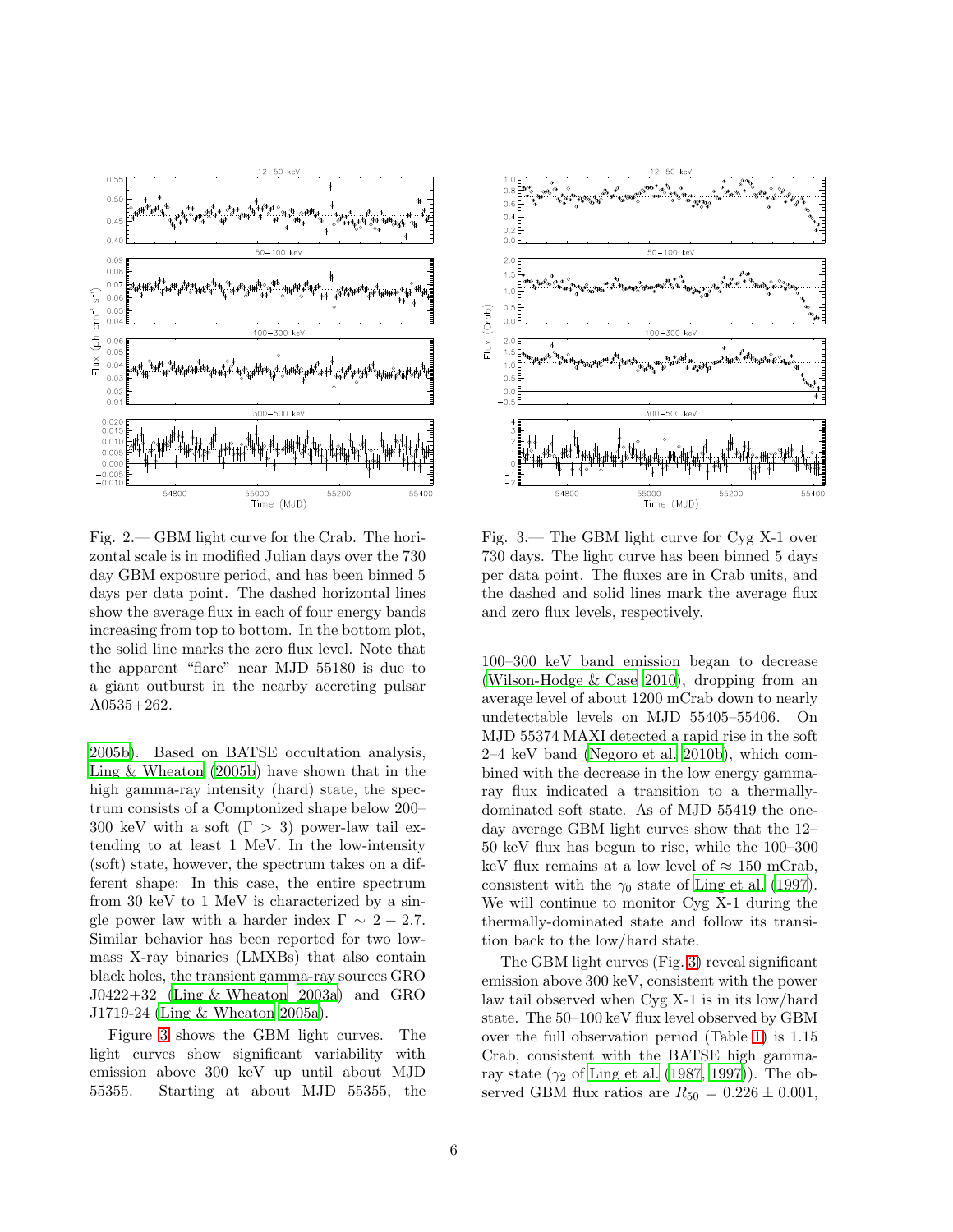Fig. 2.— GBM light curve for the Crab. The horizontal scale is in modified Julian days over the 730 day GBM exposure period, and has been binned 5 days per data point. The dashed horizontal lines show the average flux in each of four energy bands increasing from top to bottom. In the bottom plot, the solid line marks the zero flux level. Note that the apparent "flare" near MJD 55180 is due to a giant outburst in the nearby accreting pulsar A0535+262.

Fig. 3.— The GBM light curve for Cyg X-1 over 730 days. The light curve has been binned 5 days per data point. The fluxes are in Crab units, and the dashed and solid lines mark the average flux and zero flux levels, respectively.

2005b). Based on BATSE occultation analysis, Ling & Wheaton (2005b) have shown that in the high gamma-ray intensity (hard) state, the spectrum consists of a Comptonized shape below 200–300 keV with a soft ($\Gamma > 3$) power-law tail extending to at least 1 MeV. In the low-intensity (soft) state, however, the spectrum takes on a different shape: In this case, the entire spectrum from 30 keV to 1 MeV is characterized by a single power law with a harder index $\Gamma \sim 2 - 2.7$. Similar behavior has been reported for two low-mass X-ray binaries (LMXBs) that also contain black holes, the transient gamma-ray sources GRO J0422+32 (Ling & Wheaton 2003a) and GRO J1719-24 (Ling & Wheaton 2005a).

Figure 3 shows the GBM light curves. The light curves show significant variability with emission above 300 keV up until about MJD 55355. Starting at about MJD 55355, the 100–300 keV band emission began to decrease (Wilson-Hodge & Case 2010), dropping from an average level of about 1200 mCrab down to nearly undetectable levels on MJD 55405–55406. On MJD 55374 MAXI detected a rapid rise in the soft 2–4 keV band (Negoro et al. 2010b), which combined with the decrease in the low energy gamma-ray flux indicated a transition to a thermally-dominated soft state. As of MJD 55419 the one-day average GBM light curves show that the 12–50 keV flux has begun to rise, while the 100–300 keV flux remains at a low level of $\approx 150$ mCrab, consistent with the $\gamma_0$ state of Ling et al. (1997). We will continue to monitor Cyg X-1 during the thermally-dominated state and follow its transition back to the low/hard state.

The GBM light curves (Fig. 3) reveal significant emission above 300 keV, consistent with the power law tail observed when Cyg X-1 is in its low/hard state. The 50–100 keV flux level observed by GBM over the full observation period (Table 1) is 1.15 Crab, consistent with the BATSE high gamma-ray state ($\gamma_2$ of Ling et al. (1987, 1997)). The observed GBM flux ratios are $R_{50} = 0.226 \pm 0.001$,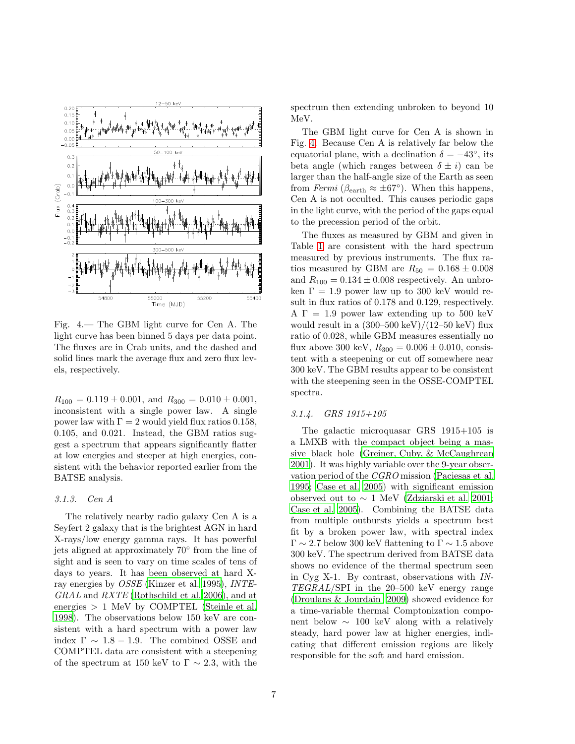Fig. 4.— The GBM light curve for Cen A. The light curve has been binned 5 days per data point. The fluxes are in Crab units, and the dashed and solid lines mark the average flux and zero flux levels, respectively.

$R_{100} = 0.119 \pm 0.001$, and $R_{300} = 0.010 \pm 0.001$, inconsistent with a single power law. A single power law with $\Gamma = 2$ would yield flux ratios 0.158, 0.105, and 0.021. Instead, the GBM ratios suggest a spectrum that appears significantly flatter at low energies and steeper at high energies, consistent with the behavior reported earlier from the BATSE analysis.

### 3.1.3. Cen A

The relatively nearby radio galaxy Cen A is a Seyfert 2 galaxy that is the brightest AGN in hard X-rays/low energy gamma rays. It has powerful jets aligned at approximately 70° from the line of sight and is seen to vary on time scales of tens of days to years. It has been observed at hard X-ray energies by *OSSE* (Kinzer et al. 1995), *INTEGRAL* and *RXTE* (Rothschild et al. 2006), and at energies > 1 MeV by COMPTEL (Steinle et al. 1998). The observations below 150 keV are consistent with a hard spectrum with a power law index $\Gamma \sim 1.8 - 1.9$. The combined OSSE and COMPTEL data are consistent with a steepening of the spectrum at 150 keV to $\Gamma \sim 2.3$, with the spectrum then extending unbroken to beyond 10 MeV.

The GBM light curve for Cen A is shown in Fig. 4. Because Cen A is relatively far below the equatorial plane, with a declination $\delta = -43°$, its beta angle (which ranges between $\delta \pm i$) can be larger than the half-angle size of the Earth as seen from *Fermi* ($\beta_{\rm earth} \approx \pm 67°$). When this happens, Cen A is not occulted. This causes periodic gaps in the light curve, with the period of the gaps equal to the precession period of the orbit.

The fluxes as measured by GBM and given in Table 1 are consistent with the hard spectrum measured by previous instruments. The flux ratios measured by GBM are $R_{50} = 0.168 \pm 0.008$ and $R_{100} = 0.134 \pm 0.008$ respectively. An unbroken $\Gamma = 1.9$ power law up to 300 keV would result in flux ratios of 0.178 and 0.129, respectively. A $\Gamma = 1.9$ power law extending up to 500 keV would result in a (300–500 keV)/(12–50 keV) flux ratio of 0.028, while GBM measures essentially no flux above 300 keV, $R_{300} = 0.006 \pm 0.010$, consistent with a steepening or cut off somewhere near 300 keV. The GBM results appear to be consistent with the steepening seen in the OSSE-COMPTEL spectra.

### 3.1.4. GRS 1915+105

The galactic microquasar GRS 1915+105 is a LMXB with the compact object being a massive black hole (Greiner, Cuby, & McCaughrean 2001). It was highly variable over the 9-year observation period of the *CGRO* mission (Paciesas et al. 1995; Case et al. 2005) with significant emission observed out to $\sim 1$ MeV (Zdziarski et al. 2001; Case et al. 2005). Combining the BATSE data from multiple outbursts yields a spectrum best fit by a broken power law, with spectral index $\Gamma \sim 2.7$ below 300 keV flattening to $\Gamma \sim 1.5$ above 300 keV. The spectrum derived from BATSE data shows no evidence of the thermal spectrum seen in Cyg X-1. By contrast, observations with *INTEGRAL*/SPI in the 20–500 keV energy range (Droulans & Jourdain 2009) showed evidence for a time-variable thermal Comptonization component below $\sim 100$ keV along with a relatively steady, hard power law at higher energies, indicating that different emission regions are likely responsible for the soft and hard emission.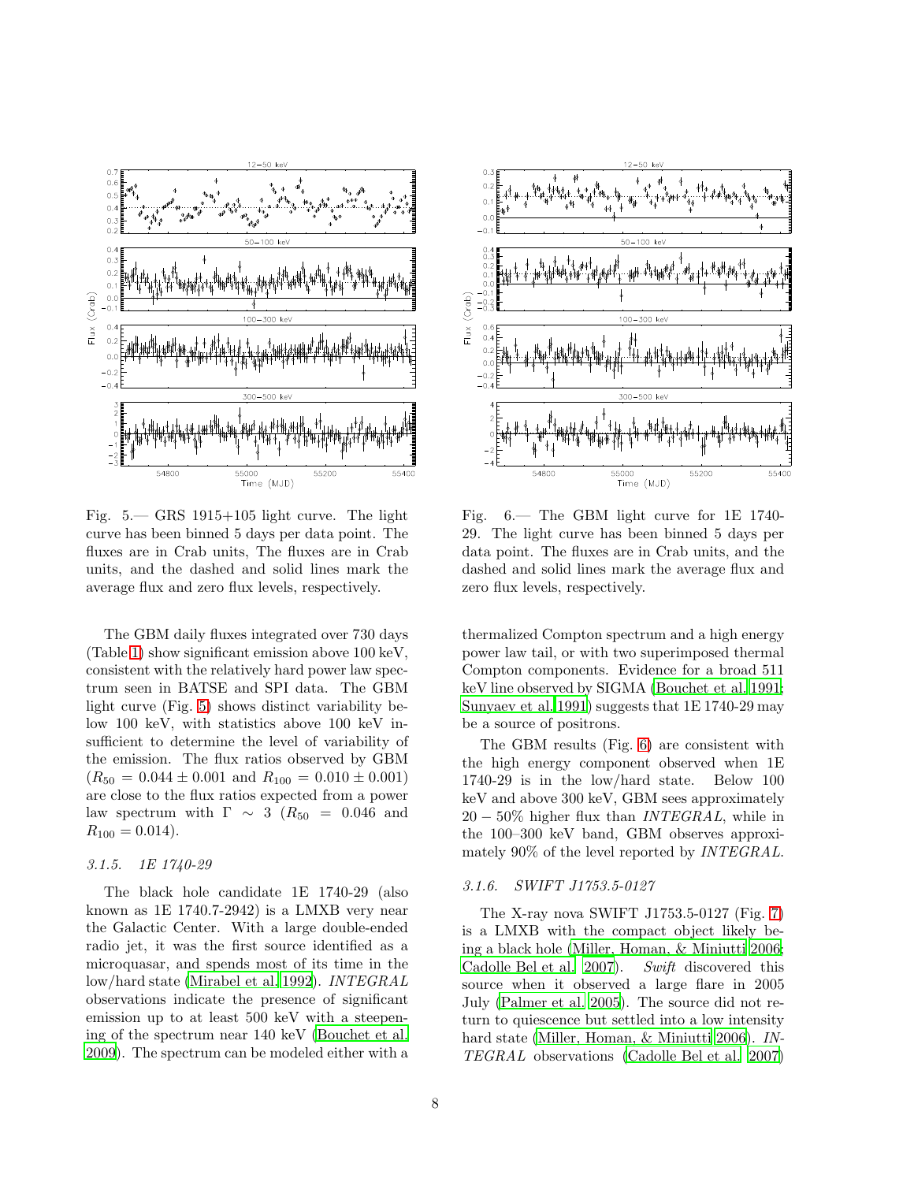Fig. 5.— GRS 1915+105 light curve. The light curve has been binned 5 days per data point. The fluxes are in Crab units, The fluxes are in Crab units, and the dashed and solid lines mark the average flux and zero flux levels, respectively.

Fig. 6.— The GBM light curve for 1E 1740-29. The light curve has been binned 5 days per data point. The fluxes are in Crab units, and the dashed and solid lines mark the average flux and zero flux levels, respectively.

The GBM daily fluxes integrated over 730 days (Table 1) show significant emission above 100 keV, consistent with the relatively hard power law spectrum seen in BATSE and SPI data. The GBM light curve (Fig. 5) shows distinct variability below 100 keV, with statistics above 100 keV insufficient to determine the level of variability of the emission. The flux ratios observed by GBM ($R_{50} = 0.044 \pm 0.001$ and $R_{100} = 0.010 \pm 0.001$) are close to the flux ratios expected from a power law spectrum with $\Gamma \sim 3$ ($R_{50} = 0.046$ and $R_{100} = 0.014$).

#### 3.1.5. 1E 1740-29

The black hole candidate 1E 1740-29 (also known as 1E 1740.7-2942) is a LMXB very near the Galactic Center. With a large double-ended radio jet, it was the first source identified as a microquasar, and spends most of its time in the low/hard state (Mirabel et al. 1992). *INTEGRAL* observations indicate the presence of significant emission up to at least 500 keV with a steepening of the spectrum near 140 keV (Bouchet et al. 2009). The spectrum can be modeled either with a thermalized Compton spectrum and a high energy power law tail, or with two superimposed thermal Compton components. Evidence for a broad 511 keV line observed by SIGMA (Bouchet et al. 1991; Sunyaev et al. 1991) suggests that 1E 1740-29 may be a source of positrons.

The GBM results (Fig. 6) are consistent with the high energy component observed when 1E 1740-29 is in the low/hard state. Below 100 keV and above 300 keV, GBM sees approximately 20 − 50% higher flux than *INTEGRAL*, while in the 100–300 keV band, GBM observes approximately 90% of the level reported by *INTEGRAL*.

#### 3.1.6. SWIFT J1753.5-0127

The X-ray nova SWIFT J1753.5-0127 (Fig. 7) is a LMXB with the compact object likely being a black hole (Miller, Homan, & Miniutti 2006; Cadolle Bel et al. 2007). *Swift* discovered this source when it observed a large flare in 2005 July (Palmer et al. 2005). The source did not return to quiescence but settled into a low intensity hard state (Miller, Homan, & Miniutti 2006). *INTEGRAL* observations (Cadolle Bel et al. 2007)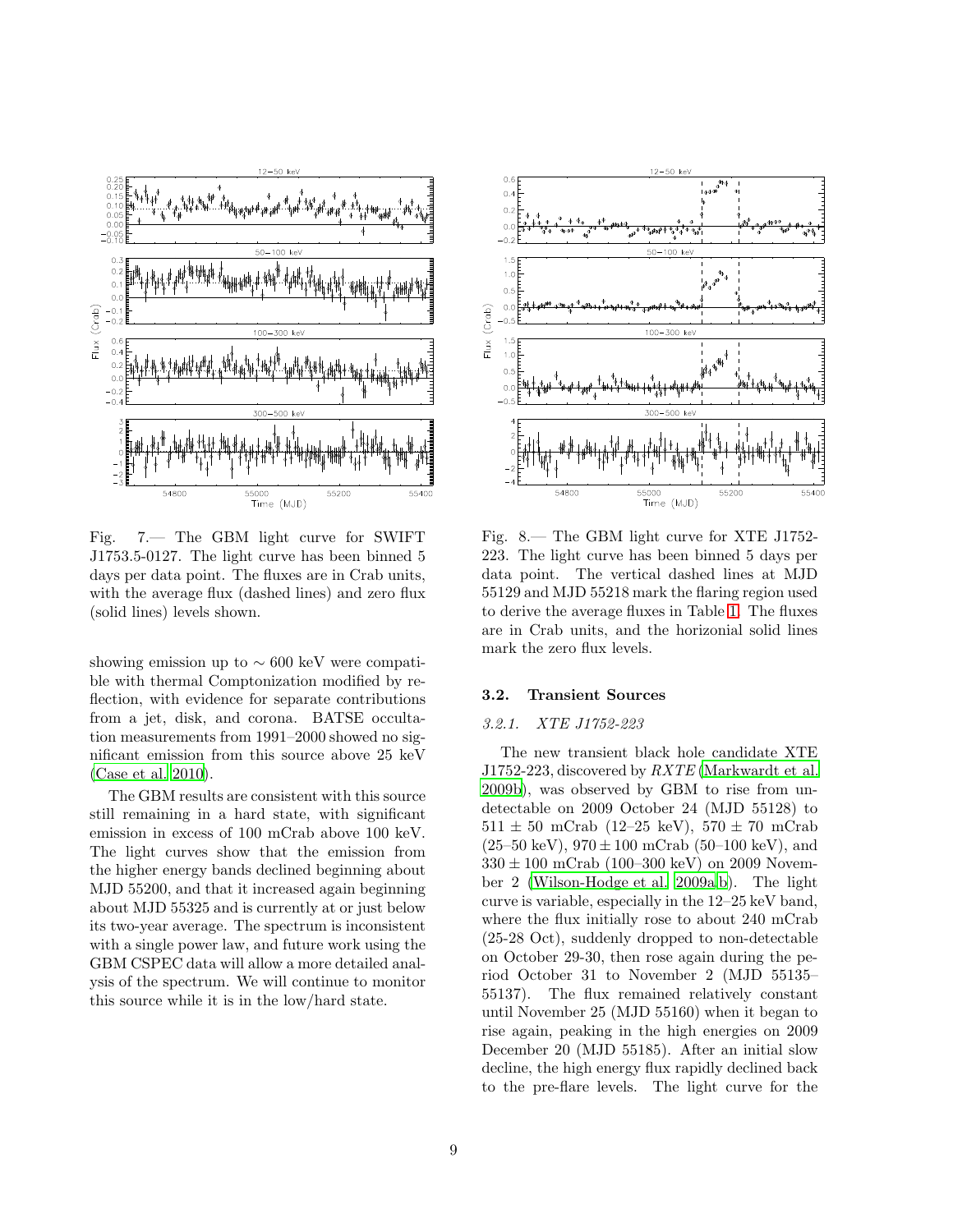Fig. 7.— The GBM light curve for SWIFT J1753.5-0127. The light curve has been binned 5 days per data point. The fluxes are in Crab units, with the average flux (dashed lines) and zero flux (solid lines) levels shown.

Fig. 8.— The GBM light curve for XTE J1752-223. The light curve has been binned 5 days per data point. The vertical dashed lines at MJD 55129 and MJD 55218 mark the flaring region used to derive the average fluxes in Table 1. The fluxes are in Crab units, and the horizonial solid lines mark the zero flux levels.

showing emission up to $\sim 600$ keV were compatible with thermal Comptonization modified by reflection, with evidence for separate contributions from a jet, disk, and corona. BATSE occultation measurements from 1991–2000 showed no significant emission from this source above 25 keV (Case et al. 2010).

The GBM results are consistent with this source still remaining in a hard state, with significant emission in excess of 100 mCrab above 100 keV. The light curves show that the emission from the higher energy bands declined beginning about MJD 55200, and that it increased again beginning about MJD 55325 and is currently at or just below its two-year average. The spectrum is inconsistent with a single power law, and future work using the GBM CSPEC data will allow a more detailed analysis of the spectrum. We will continue to monitor this source while it is in the low/hard state.

### 3.2. Transient Sources

#### *3.2.1. XTE J1752-223*

The new transient black hole candidate XTE J1752-223, discovered by *RXTE* (Markwardt et al. 2009b), was observed by GBM to rise from undetectable on 2009 October 24 (MJD 55128) to $511 \pm 50$ mCrab (12–25 keV), $570 \pm 70$ mCrab (25–50 keV), $970 \pm 100$ mCrab (50–100 keV), and $330 \pm 100$ mCrab (100–300 keV) on 2009 November 2 (Wilson-Hodge et al. 2009a,b). The light curve is variable, especially in the 12–25 keV band, where the flux initially rose to about 240 mCrab (25-28 Oct), suddenly dropped to non-detectable on October 29-30, then rose again during the period October 31 to November 2 (MJD 55135–55137). The flux remained relatively constant until November 25 (MJD 55160) when it began to rise again, peaking in the high energies on 2009 December 20 (MJD 55185). After an initial slow decline, the high energy flux rapidly declined back to the pre-flare levels. The light curve for the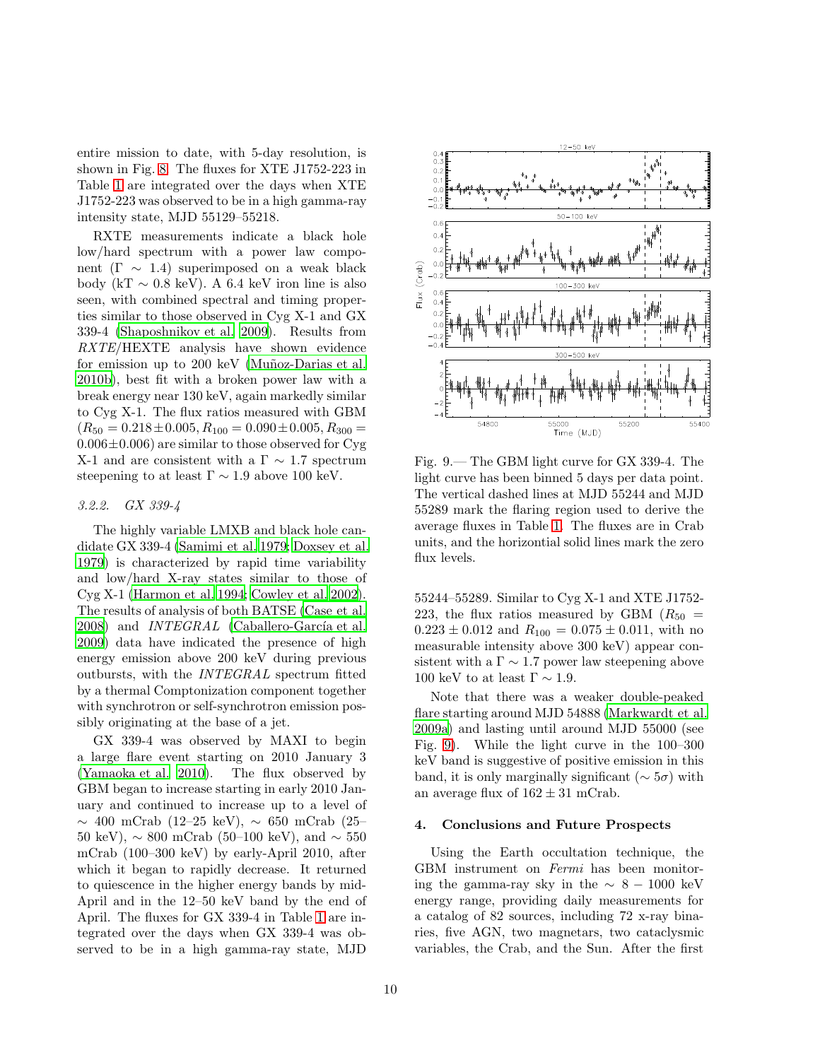entire mission to date, with 5-day resolution, is shown in Fig. 8. The fluxes for XTE J1752-223 in Table 1 are integrated over the days when XTE J1752-223 was observed to be in a high gamma-ray intensity state, MJD 55129–55218.

RXTE measurements indicate a black hole low/hard spectrum with a power law component ($\Gamma \sim 1.4$) superimposed on a weak black body (kT $\sim$ 0.8 keV). A 6.4 keV iron line is also seen, with combined spectral and timing properties similar to those observed in Cyg X-1 and GX 339-4 (Shaposhnikov et al. 2009). Results from *RXTE*/HEXTE analysis have shown evidence for emission up to 200 keV (Muñoz-Darias et al. 2010b), best fit with a broken power law with a break energy near 130 keV, again markedly similar to Cyg X-1. The flux ratios measured with GBM ($R_{50} = 0.218 \pm 0.005, R_{100} = 0.090 \pm 0.005, R_{300} = 0.006 \pm 0.006$) are similar to those observed for Cyg X-1 and are consistent with a $\Gamma \sim 1.7$ spectrum steepening to at least $\Gamma \sim 1.9$ above 100 keV.

### 3.2.2. *GX 339-4*

The highly variable LMXB and black hole candidate GX 339-4 (Samimi et al. 1979; Doxsey et al. 1979) is characterized by rapid time variability and low/hard X-ray states similar to those of Cyg X-1 (Harmon et al. 1994; Cowley et al. 2002). The results of analysis of both BATSE (Case et al. 2008) and *INTEGRAL* (Caballero-García et al. 2009) data have indicated the presence of high energy emission above 200 keV during previous outbursts, with the *INTEGRAL* spectrum fitted by a thermal Comptonization component together with synchrotron or self-synchrotron emission possibly originating at the base of a jet.

GX 339-4 was observed by MAXI to begin a large flare event starting on 2010 January 3 (Yamaoka et al. 2010). The flux observed by GBM began to increase starting in early 2010 January and continued to increase up to a level of $\sim$ 400 mCrab (12–25 keV), $\sim$ 650 mCrab (25–50 keV), $\sim$ 800 mCrab (50–100 keV), and $\sim$ 550 mCrab (100–300 keV) by early-April 2010, after which it began to rapidly decrease. It returned to quiescence in the higher energy bands by mid-April and in the 12–50 keV band by the end of April. The fluxes for GX 339-4 in Table 1 are integrated over the days when GX 339-4 was observed to be in a high gamma-ray state, MJD 55244–55289. Similar to Cyg X-1 and XTE J1752-223, the flux ratios measured by GBM ($R_{50} = 0.223 \pm 0.012$ and $R_{100} = 0.075 \pm 0.011$, with no measurable intensity above 300 keV) appear consistent with a $\Gamma \sim 1.7$ power law steepening above 100 keV to at least $\Gamma \sim 1.9$.

Fig. 9.— The GBM light curve for GX 339-4. The light curve has been binned 5 days per data point. The vertical dashed lines at MJD 55244 and MJD 55289 mark the flaring region used to derive the average fluxes in Table 1. The fluxes are in Crab units, and the horizontial solid lines mark the zero flux levels.

Note that there was a weaker double-peaked flare starting around MJD 54888 (Markwardt et al. 2009a) and lasting until around MJD 55000 (see Fig. 9). While the light curve in the 100–300 keV band is suggestive of positive emission in this band, it is only marginally significant ($\sim 5\sigma$) with an average flux of $162 \pm 31$ mCrab.

## 4. Conclusions and Future Prospects

Using the Earth occultation technique, the GBM instrument on *Fermi* has been monitoring the gamma-ray sky in the $\sim 8 - 1000$ keV energy range, providing daily measurements for a catalog of 82 sources, including 72 x-ray binaries, five AGN, two magnetars, two cataclysmic variables, the Crab, and the Sun. After the first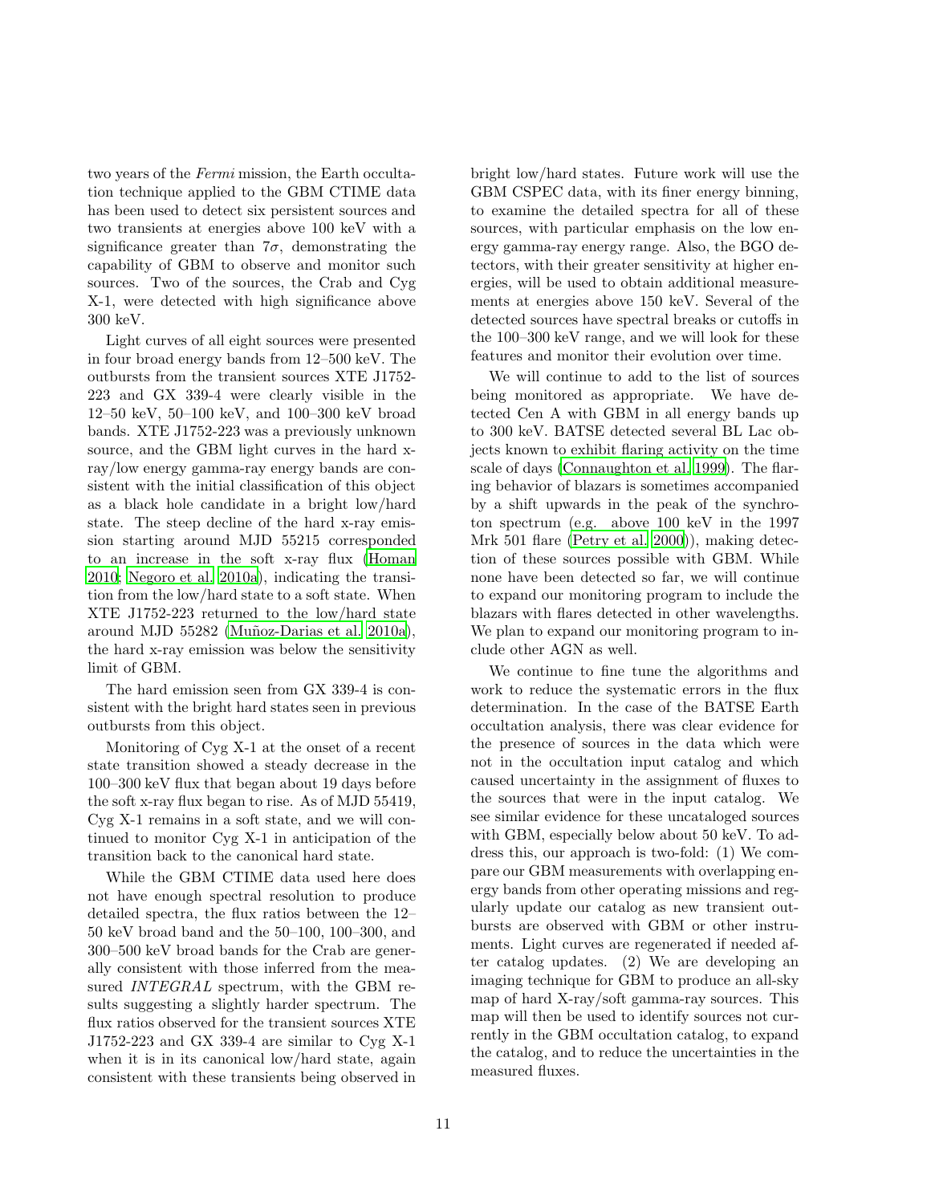two years of the *Fermi* mission, the Earth occultation technique applied to the GBM CTIME data has been used to detect six persistent sources and two transients at energies above 100 keV with a significance greater than $7\sigma$, demonstrating the capability of GBM to observe and monitor such sources. Two of the sources, the Crab and Cyg X-1, were detected with high significance above 300 keV.

Light curves of all eight sources were presented in four broad energy bands from 12–500 keV. The outbursts from the transient sources XTE J1752-223 and GX 339-4 were clearly visible in the 12–50 keV, 50–100 keV, and 100–300 keV broad bands. XTE J1752-223 was a previously unknown source, and the GBM light curves in the hard x-ray/low energy gamma-ray energy bands are consistent with the initial classification of this object as a black hole candidate in a bright low/hard state. The steep decline of the hard x-ray emission starting around MJD 55215 corresponded to an increase in the soft x-ray flux (Homan 2010; Negoro et al. 2010a), indicating the transition from the low/hard state to a soft state. When XTE J1752-223 returned to the low/hard state around MJD 55282 (Muñoz-Darias et al. 2010a), the hard x-ray emission was below the sensitivity limit of GBM.

The hard emission seen from GX 339-4 is consistent with the bright hard states seen in previous outbursts from this object.

Monitoring of Cyg X-1 at the onset of a recent state transition showed a steady decrease in the 100–300 keV flux that began about 19 days before the soft x-ray flux began to rise. As of MJD 55419, Cyg X-1 remains in a soft state, and we will continued to monitor Cyg X-1 in anticipation of the transition back to the canonical hard state.

While the GBM CTIME data used here does not have enough spectral resolution to produce detailed spectra, the flux ratios between the 12–50 keV broad band and the 50–100, 100–300, and 300–500 keV broad bands for the Crab are generally consistent with those inferred from the measured *INTEGRAL* spectrum, with the GBM results suggesting a slightly harder spectrum. The flux ratios observed for the transient sources XTE J1752-223 and GX 339-4 are similar to Cyg X-1 when it is in its canonical low/hard state, again consistent with these transients being observed in bright low/hard states. Future work will use the GBM CSPEC data, with its finer energy binning, to examine the detailed spectra for all of these sources, with particular emphasis on the low energy gamma-ray energy range. Also, the BGO detectors, with their greater sensitivity at higher energies, will be used to obtain additional measurements at energies above 150 keV. Several of the detected sources have spectral breaks or cutoffs in the 100–300 keV range, and we will look for these features and monitor their evolution over time.

We will continue to add to the list of sources being monitored as appropriate. We have detected Cen A with GBM in all energy bands up to 300 keV. BATSE detected several BL Lac objects known to exhibit flaring activity on the time scale of days (Connaughton et al. 1999). The flaring behavior of blazars is sometimes accompanied by a shift upwards in the peak of the synchrotron spectrum (e.g. above 100 keV in the 1997 Mrk 501 flare (Petry et al. 2000)), making detection of these sources possible with GBM. While none have been detected so far, we will continue to expand our monitoring program to include the blazars with flares detected in other wavelengths. We plan to expand our monitoring program to include other AGN as well.

We continue to fine tune the algorithms and work to reduce the systematic errors in the flux determination. In the case of the BATSE Earth occultation analysis, there was clear evidence for the presence of sources in the data which were not in the occultation input catalog and which caused uncertainty in the assignment of fluxes to the sources that were in the input catalog. We see similar evidence for these uncataloged sources with GBM, especially below about 50 keV. To address this, our approach is two-fold: (1) We compare our GBM measurements with overlapping energy bands from other operating missions and regularly update our catalog as new transient outbursts are observed with GBM or other instruments. Light curves are regenerated if needed after catalog updates. (2) We are developing an imaging technique for GBM to produce an all-sky map of hard X-ray/soft gamma-ray sources. This map will then be used to identify sources not currently in the GBM occultation catalog, to expand the catalog, and to reduce the uncertainties in the measured fluxes.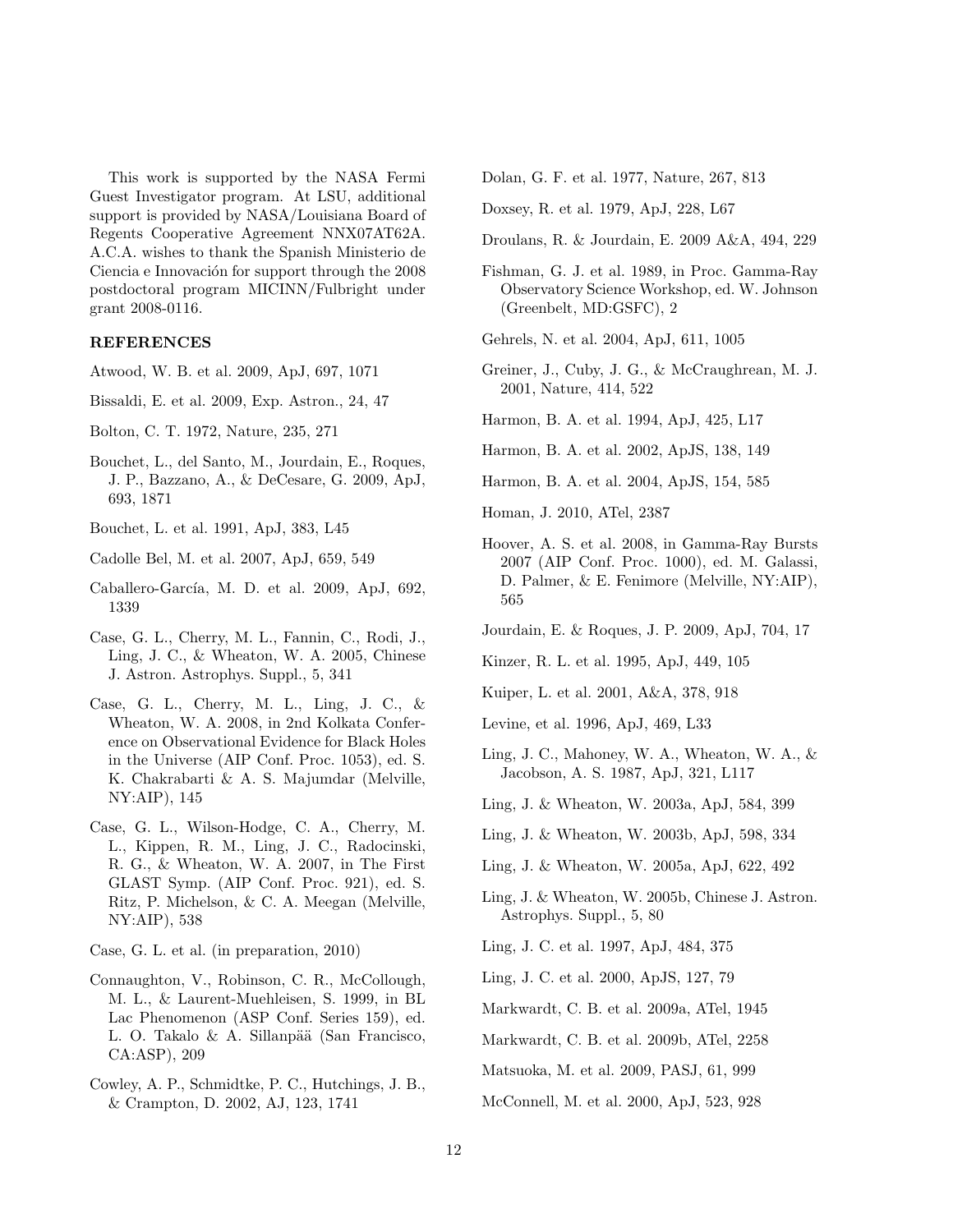This work is supported by the NASA Fermi Guest Investigator program. At LSU, additional support is provided by NASA/Louisiana Board of Regents Cooperative Agreement NNX07AT62A. A.C.A. wishes to thank the Spanish Ministerio de Ciencia e Innovación for support through the 2008 postdoctoral program MICINN/Fulbright under grant 2008-0116.

## REFERENCES

Atwood, W. B. et al. 2009, ApJ, 697, 1071

Bissaldi, E. et al. 2009, Exp. Astron., 24, 47

Bolton, C. T. 1972, Nature, 235, 271

Bouchet, L., del Santo, M., Jourdain, E., Roques, J. P., Bazzano, A., & DeCesare, G. 2009, ApJ, 693, 1871

Bouchet, L. et al. 1991, ApJ, 383, L45

Cadolle Bel, M. et al. 2007, ApJ, 659, 549

Caballero-García, M. D. et al. 2009, ApJ, 692, 1339

Case, G. L., Cherry, M. L., Fannin, C., Rodi, J., Ling, J. C., & Wheaton, W. A. 2005, Chinese J. Astron. Astrophys. Suppl., 5, 341

Case, G. L., Cherry, M. L., Ling, J. C., & Wheaton, W. A. 2008, in 2nd Kolkata Conference on Observational Evidence for Black Holes in the Universe (AIP Conf. Proc. 1053), ed. S. K. Chakrabarti & A. S. Majumdar (Melville, NY:AIP), 145

Case, G. L., Wilson-Hodge, C. A., Cherry, M. L., Kippen, R. M., Ling, J. C., Radocinski, R. G., & Wheaton, W. A. 2007, in The First GLAST Symp. (AIP Conf. Proc. 921), ed. S. Ritz, P. Michelson, & C. A. Meegan (Melville, NY:AIP), 538

Case, G. L. et al. (in preparation, 2010)

Connaughton, V., Robinson, C. R., McCollough, M. L., & Laurent-Muehleisen, S. 1999, in BL Lac Phenomenon (ASP Conf. Series 159), ed. L. O. Takalo & A. Sillanpää (San Francisco, CA:ASP), 209

Cowley, A. P., Schmidtke, P. C., Hutchings, J. B., & Crampton, D. 2002, AJ, 123, 1741

Dolan, G. F. et al. 1977, Nature, 267, 813

Doxsey, R. et al. 1979, ApJ, 228, L67

Droulans, R. & Jourdain, E. 2009 A&A, 494, 229

Fishman, G. J. et al. 1989, in Proc. Gamma-Ray Observatory Science Workshop, ed. W. Johnson (Greenbelt, MD:GSFC), 2

Gehrels, N. et al. 2004, ApJ, 611, 1005

Greiner, J., Cuby, J. G., & McCraughrean, M. J. 2001, Nature, 414, 522

Harmon, B. A. et al. 1994, ApJ, 425, L17

Harmon, B. A. et al. 2002, ApJS, 138, 149

Harmon, B. A. et al. 2004, ApJS, 154, 585

Homan, J. 2010, ATel, 2387

Hoover, A. S. et al. 2008, in Gamma-Ray Bursts 2007 (AIP Conf. Proc. 1000), ed. M. Galassi, D. Palmer, & E. Fenimore (Melville, NY:AIP), 565

Jourdain, E. & Roques, J. P. 2009, ApJ, 704, 17

Kinzer, R. L. et al. 1995, ApJ, 449, 105

Kuiper, L. et al. 2001, A&A, 378, 918

Levine, et al. 1996, ApJ, 469, L33

Ling, J. C., Mahoney, W. A., Wheaton, W. A., & Jacobson, A. S. 1987, ApJ, 321, L117

Ling, J. & Wheaton, W. 2003a, ApJ, 584, 399

Ling, J. & Wheaton, W. 2003b, ApJ, 598, 334

Ling, J. & Wheaton, W. 2005a, ApJ, 622, 492

Ling, J. & Wheaton, W. 2005b, Chinese J. Astron. Astrophys. Suppl., 5, 80

Ling, J. C. et al. 1997, ApJ, 484, 375

Ling, J. C. et al. 2000, ApJS, 127, 79

Markwardt, C. B. et al. 2009a, ATel, 1945

Markwardt, C. B. et al. 2009b, ATel, 2258

Matsuoka, M. et al. 2009, PASJ, 61, 999

McConnell, M. et al. 2000, ApJ, 523, 928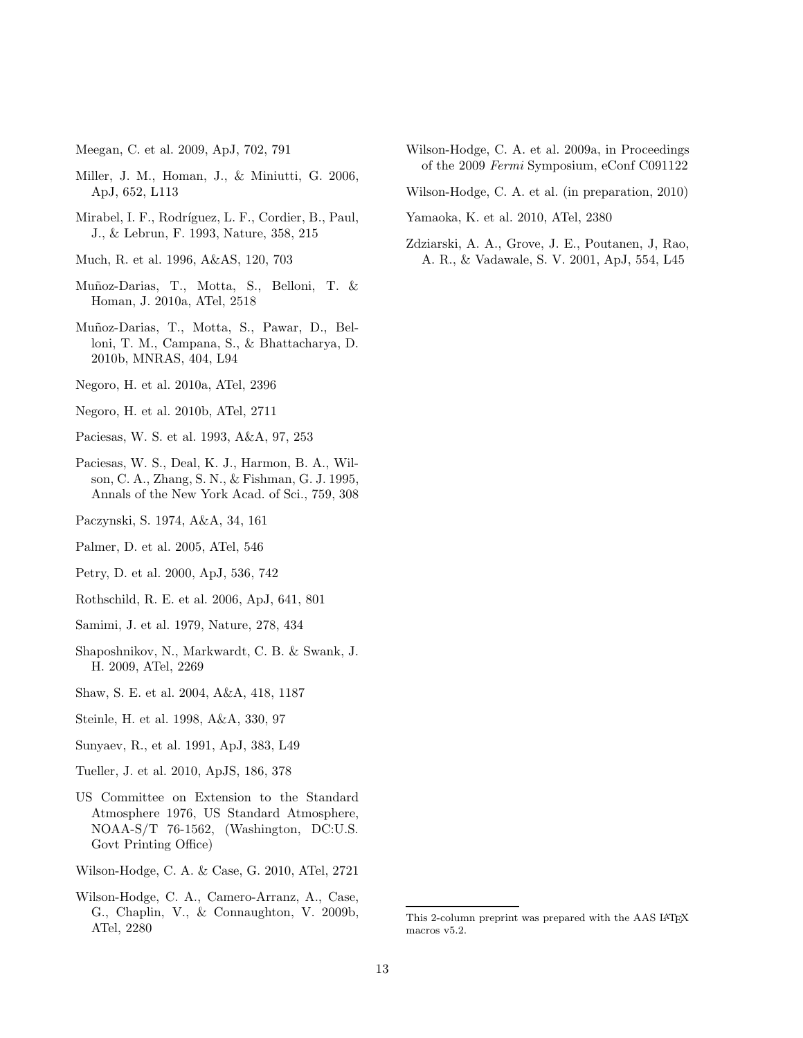Meegan, C. et al. 2009, ApJ, 702, 791

Miller, J. M., Homan, J., & Miniutti, G. 2006, ApJ, 652, L113

Mirabel, I. F., Rodríguez, L. F., Cordier, B., Paul, J., & Lebrun, F. 1993, Nature, 358, 215

Much, R. et al. 1996, A&AS, 120, 703

Muñoz-Darias, T., Motta, S., Belloni, T. & Homan, J. 2010a, ATel, 2518

Muñoz-Darias, T., Motta, S., Pawar, D., Belloni, T. M., Campana, S., & Bhattacharya, D. 2010b, MNRAS, 404, L94

Negoro, H. et al. 2010a, ATel, 2396

Negoro, H. et al. 2010b, ATel, 2711

Paciesas, W. S. et al. 1993, A&A, 97, 253

Paciesas, W. S., Deal, K. J., Harmon, B. A., Wilson, C. A., Zhang, S. N., & Fishman, G. J. 1995, Annals of the New York Acad. of Sci., 759, 308

Paczynski, S. 1974, A&A, 34, 161

Palmer, D. et al. 2005, ATel, 546

Petry, D. et al. 2000, ApJ, 536, 742

Rothschild, R. E. et al. 2006, ApJ, 641, 801

Samimi, J. et al. 1979, Nature, 278, 434

Shaposhnikov, N., Markwardt, C. B. & Swank, J. H. 2009, ATel, 2269

Shaw, S. E. et al. 2004, A&A, 418, 1187

Steinle, H. et al. 1998, A&A, 330, 97

Sunyaev, R., et al. 1991, ApJ, 383, L49

Tueller, J. et al. 2010, ApJS, 186, 378

US Committee on Extension to the Standard Atmosphere 1976, US Standard Atmosphere, NOAA-S/T 76-1562, (Washington, DC:U.S. Govt Printing Office)

Wilson-Hodge, C. A. & Case, G. 2010, ATel, 2721

Wilson-Hodge, C. A., Camero-Arranz, A., Case, G., Chaplin, V., & Connaughton, V. 2009b, ATel, 2280

Wilson-Hodge, C. A. et al. 2009a, in Proceedings of the 2009 *Fermi* Symposium, eConf C091122

Wilson-Hodge, C. A. et al. (in preparation, 2010)

Yamaoka, K. et al. 2010, ATel, 2380

Zdziarski, A. A., Grove, J. E., Poutanen, J, Rao, A. R., & Vadawale, S. V. 2001, ApJ, 554, L45

This 2-column preprint was prepared with the AAS LaTeX macros v5.2.